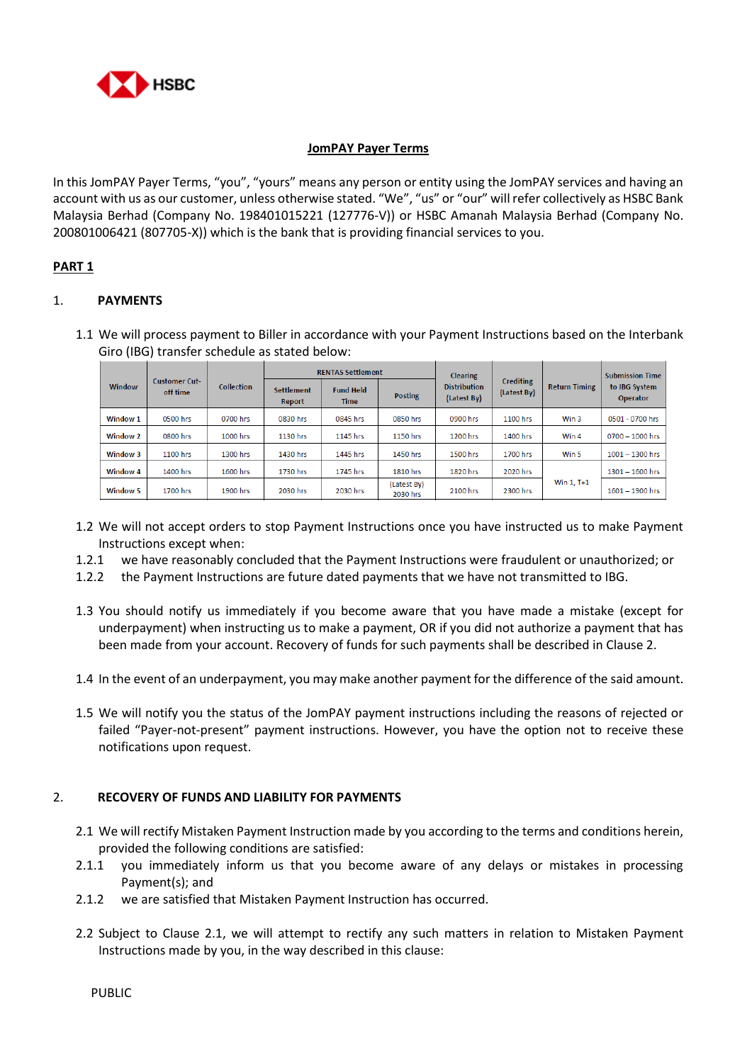HSBC

# JomPAY Payer Terms

In this JomPAY Payer Terms, "you", "yours" means any person or entity using the JomPAY services and having an account with us as our customer, unless otherwise stated. "We", "us" or "our" will refer collectively as HSBC Bank Malaysia Berhad (Company No. 198401015221 (127776-V)) or HSBC Amanah Malaysia Berhad (Company No. 200801006421 (807705-X)) which is the bank that is providing financial services to you.

## PART 1

### 1. PAYMENTS

1.1 We will process payment to Biller in accordance with your Payment Instructions based on the Interbank Giro (IBG) transfer schedule as stated below:

| Window | Customer Cut-off time | Collection | RENTAS Settlement | | | Clearing Distribution (Latest By) | Crediting (Latest By) | Return Timing | Submission Time to IBG System Operator |
|---|---|---|---|---|---|---|---|---|---|
| | | | Settlement Report | Fund Held Time | Posting | | | | |
| Window 1 | 0500 hrs | 0700 hrs | 0830 hrs | 0845 hrs | 0850 hrs | 0900 hrs | 1100 hrs | Win 3 | 0501 - 0700 hrs |
| Window 2 | 0800 hrs | 1000 hrs | 1130 hrs | 1145 hrs | 1150 hrs | 1200 hrs | 1400 hrs | Win 4 | 0700 – 1000 hrs |
| Window 3 | 1100 hrs | 1300 hrs | 1430 hrs | 1445 hrs | 1450 hrs | 1500 hrs | 1700 hrs | Win 5 | 1001 – 1300 hrs |
| Window 4 | 1400 hrs | 1600 hrs | 1730 hrs | 1745 hrs | 1810 hrs | 1820 hrs | 2020 hrs | Win 1, T+1 | 1301 – 1600 hrs |
| Window 5 | 1700 hrs | 1900 hrs | 2030 hrs | 2030 hrs | (Latest By) 2030 hrs | 2100 hrs | 2300 hrs | | 1601 – 1900 hrs |

1.2 We will not accept orders to stop Payment Instructions once you have instructed us to make Payment Instructions except when:

1.2.1 we have reasonably concluded that the Payment Instructions were fraudulent or unauthorized; or

1.2.2 the Payment Instructions are future dated payments that we have not transmitted to IBG.

1.3 You should notify us immediately if you become aware that you have made a mistake (except for underpayment) when instructing us to make a payment, OR if you did not authorize a payment that has been made from your account. Recovery of funds for such payments shall be described in Clause 2.

1.4 In the event of an underpayment, you may make another payment for the difference of the said amount.

1.5 We will notify you the status of the JomPAY payment instructions including the reasons of rejected or failed "Payer-not-present" payment instructions. However, you have the option not to receive these notifications upon request.

### 2. RECOVERY OF FUNDS AND LIABILITY FOR PAYMENTS

2.1 We will rectify Mistaken Payment Instruction made by you according to the terms and conditions herein, provided the following conditions are satisfied:

2.1.1 you immediately inform us that you become aware of any delays or mistakes in processing Payment(s); and

2.1.2 we are satisfied that Mistaken Payment Instruction has occurred.

2.2 Subject to Clause 2.1, we will attempt to rectify any such matters in relation to Mistaken Payment Instructions made by you, in the way described in this clause:

PUBLIC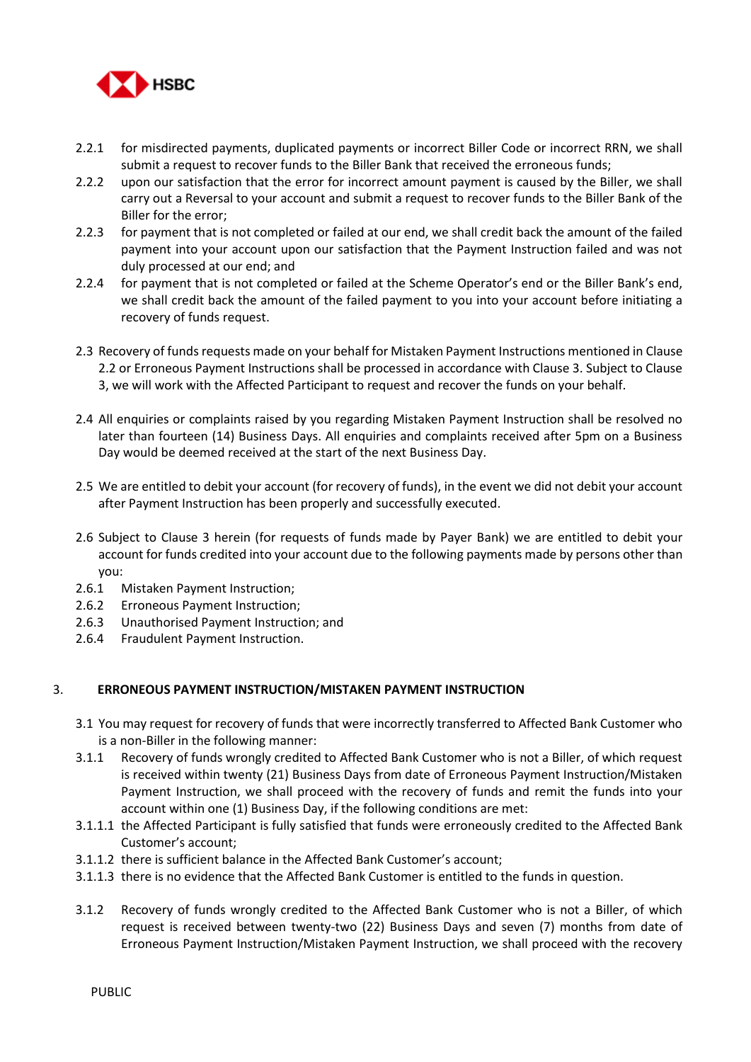2.2.1 for misdirected payments, duplicated payments or incorrect Biller Code or incorrect RRN, we shall submit a request to recover funds to the Biller Bank that received the erroneous funds;

2.2.2 upon our satisfaction that the error for incorrect amount payment is caused by the Biller, we shall carry out a Reversal to your account and submit a request to recover funds to the Biller Bank of the Biller for the error;

2.2.3 for payment that is not completed or failed at our end, we shall credit back the amount of the failed payment into your account upon our satisfaction that the Payment Instruction failed and was not duly processed at our end; and

2.2.4 for payment that is not completed or failed at the Scheme Operator's end or the Biller Bank's end, we shall credit back the amount of the failed payment to you into your account before initiating a recovery of funds request.

2.3 Recovery of funds requests made on your behalf for Mistaken Payment Instructions mentioned in Clause 2.2 or Erroneous Payment Instructions shall be processed in accordance with Clause 3. Subject to Clause 3, we will work with the Affected Participant to request and recover the funds on your behalf.

2.4 All enquiries or complaints raised by you regarding Mistaken Payment Instruction shall be resolved no later than fourteen (14) Business Days. All enquiries and complaints received after 5pm on a Business Day would be deemed received at the start of the next Business Day.

2.5 We are entitled to debit your account (for recovery of funds), in the event we did not debit your account after Payment Instruction has been properly and successfully executed.

2.6 Subject to Clause 3 herein (for requests of funds made by Payer Bank) we are entitled to debit your account for funds credited into your account due to the following payments made by persons other than you:

2.6.1 Mistaken Payment Instruction;

2.6.2 Erroneous Payment Instruction;

2.6.3 Unauthorised Payment Instruction; and

2.6.4 Fraudulent Payment Instruction.

## 3. ERRONEOUS PAYMENT INSTRUCTION/MISTAKEN PAYMENT INSTRUCTION

3.1 You may request for recovery of funds that were incorrectly transferred to Affected Bank Customer who is a non-Biller in the following manner:

3.1.1 Recovery of funds wrongly credited to Affected Bank Customer who is not a Biller, of which request is received within twenty (21) Business Days from date of Erroneous Payment Instruction/Mistaken Payment Instruction, we shall proceed with the recovery of funds and remit the funds into your account within one (1) Business Day, if the following conditions are met:

3.1.1.1 the Affected Participant is fully satisfied that funds were erroneously credited to the Affected Bank Customer's account;

3.1.1.2 there is sufficient balance in the Affected Bank Customer's account;

3.1.1.3 there is no evidence that the Affected Bank Customer is entitled to the funds in question.

3.1.2 Recovery of funds wrongly credited to the Affected Bank Customer who is not a Biller, of which request is received between twenty-two (22) Business Days and seven (7) months from date of Erroneous Payment Instruction/Mistaken Payment Instruction, we shall proceed with the recovery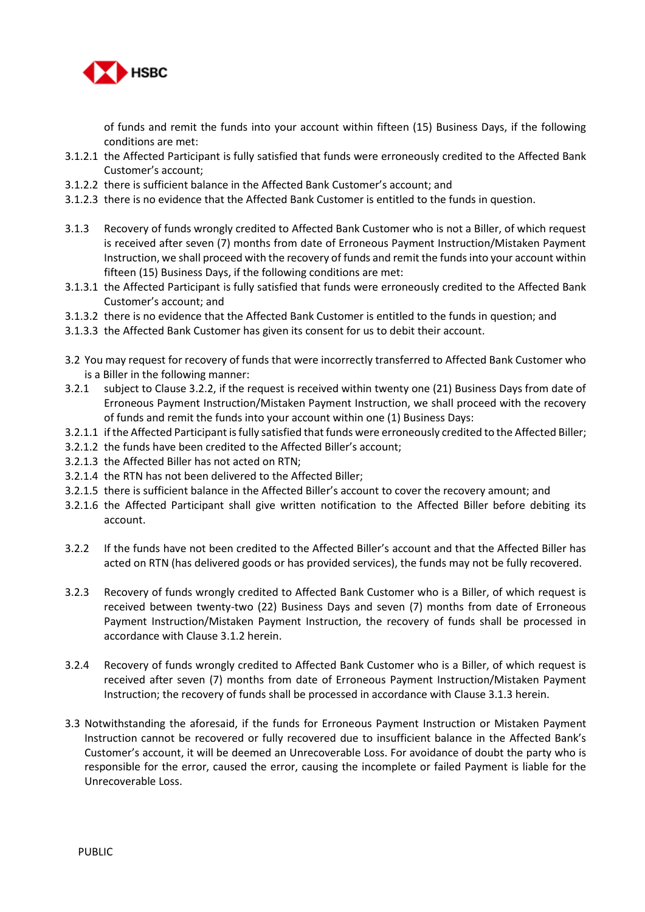of funds and remit the funds into your account within fifteen (15) Business Days, if the following conditions are met:

3.1.2.1 the Affected Participant is fully satisfied that funds were erroneously credited to the Affected Bank Customer's account;

3.1.2.2 there is sufficient balance in the Affected Bank Customer's account; and

3.1.2.3 there is no evidence that the Affected Bank Customer is entitled to the funds in question.

3.1.3 Recovery of funds wrongly credited to Affected Bank Customer who is not a Biller, of which request is received after seven (7) months from date of Erroneous Payment Instruction/Mistaken Payment Instruction, we shall proceed with the recovery of funds and remit the funds into your account within fifteen (15) Business Days, if the following conditions are met:

3.1.3.1 the Affected Participant is fully satisfied that funds were erroneously credited to the Affected Bank Customer's account; and

3.1.3.2 there is no evidence that the Affected Bank Customer is entitled to the funds in question; and

3.1.3.3 the Affected Bank Customer has given its consent for us to debit their account.

3.2 You may request for recovery of funds that were incorrectly transferred to Affected Bank Customer who is a Biller in the following manner:

3.2.1 subject to Clause 3.2.2, if the request is received within twenty one (21) Business Days from date of Erroneous Payment Instruction/Mistaken Payment Instruction, we shall proceed with the recovery of funds and remit the funds into your account within one (1) Business Days:

3.2.1.1 if the Affected Participant is fully satisfied that funds were erroneously credited to the Affected Biller;

3.2.1.2 the funds have been credited to the Affected Biller's account;

3.2.1.3 the Affected Biller has not acted on RTN;

3.2.1.4 the RTN has not been delivered to the Affected Biller;

3.2.1.5 there is sufficient balance in the Affected Biller's account to cover the recovery amount; and

3.2.1.6 the Affected Participant shall give written notification to the Affected Biller before debiting its account.

3.2.2 If the funds have not been credited to the Affected Biller's account and that the Affected Biller has acted on RTN (has delivered goods or has provided services), the funds may not be fully recovered.

3.2.3 Recovery of funds wrongly credited to Affected Bank Customer who is a Biller, of which request is received between twenty-two (22) Business Days and seven (7) months from date of Erroneous Payment Instruction/Mistaken Payment Instruction, the recovery of funds shall be processed in accordance with Clause 3.1.2 herein.

3.2.4 Recovery of funds wrongly credited to Affected Bank Customer who is a Biller, of which request is received after seven (7) months from date of Erroneous Payment Instruction/Mistaken Payment Instruction; the recovery of funds shall be processed in accordance with Clause 3.1.3 herein.

3.3 Notwithstanding the aforesaid, if the funds for Erroneous Payment Instruction or Mistaken Payment Instruction cannot be recovered or fully recovered due to insufficient balance in the Affected Bank's Customer's account, it will be deemed an Unrecoverable Loss. For avoidance of doubt the party who is responsible for the error, caused the error, causing the incomplete or failed Payment is liable for the Unrecoverable Loss.

PUBLIC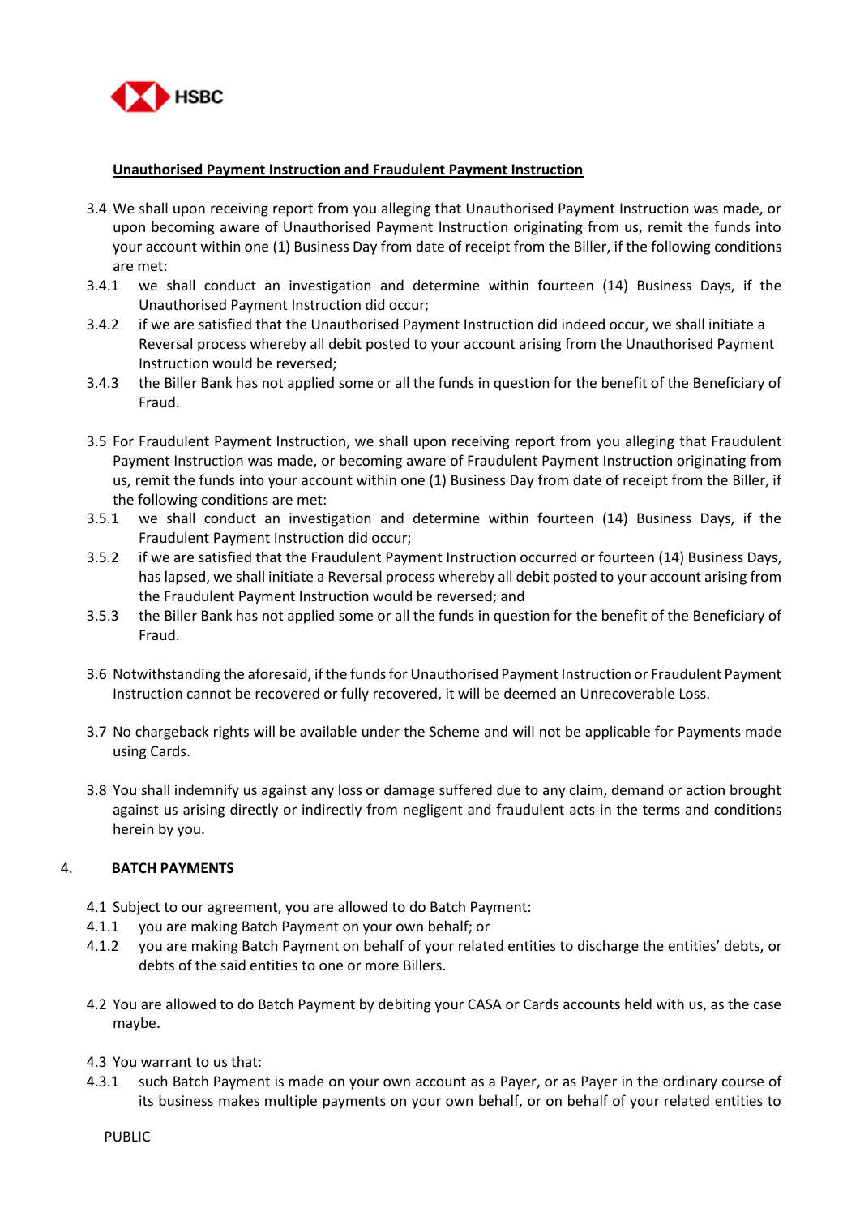**Unauthorised Payment Instruction and Fraudulent Payment Instruction**

3.4 We shall upon receiving report from you alleging that Unauthorised Payment Instruction was made, or upon becoming aware of Unauthorised Payment Instruction originating from us, remit the funds into your account within one (1) Business Day from date of receipt from the Biller, if the following conditions are met:

3.4.1 we shall conduct an investigation and determine within fourteen (14) Business Days, if the Unauthorised Payment Instruction did occur;

3.4.2 if we are satisfied that the Unauthorised Payment Instruction did indeed occur, we shall initiate a Reversal process whereby all debit posted to your account arising from the Unauthorised Payment Instruction would be reversed;

3.4.3 the Biller Bank has not applied some or all the funds in question for the benefit of the Beneficiary of Fraud.

3.5 For Fraudulent Payment Instruction, we shall upon receiving report from you alleging that Fraudulent Payment Instruction was made, or becoming aware of Fraudulent Payment Instruction originating from us, remit the funds into your account within one (1) Business Day from date of receipt from the Biller, if the following conditions are met:

3.5.1 we shall conduct an investigation and determine within fourteen (14) Business Days, if the Fraudulent Payment Instruction did occur;

3.5.2 if we are satisfied that the Fraudulent Payment Instruction occurred or fourteen (14) Business Days, has lapsed, we shall initiate a Reversal process whereby all debit posted to your account arising from the Fraudulent Payment Instruction would be reversed; and

3.5.3 the Biller Bank has not applied some or all the funds in question for the benefit of the Beneficiary of Fraud.

3.6 Notwithstanding the aforesaid, if the funds for Unauthorised Payment Instruction or Fraudulent Payment Instruction cannot be recovered or fully recovered, it will be deemed an Unrecoverable Loss.

3.7 No chargeback rights will be available under the Scheme and will not be applicable for Payments made using Cards.

3.8 You shall indemnify us against any loss or damage suffered due to any claim, demand or action brought against us arising directly or indirectly from negligent and fraudulent acts in the terms and conditions herein by you.

## 4. BATCH PAYMENTS

4.1 Subject to our agreement, you are allowed to do Batch Payment:

4.1.1 you are making Batch Payment on your own behalf; or

4.1.2 you are making Batch Payment on behalf of your related entities to discharge the entities' debts, or debts of the said entities to one or more Billers.

4.2 You are allowed to do Batch Payment by debiting your CASA or Cards accounts held with us, as the case maybe.

4.3 You warrant to us that:

4.3.1 such Batch Payment is made on your own account as a Payer, or as Payer in the ordinary course of its business makes multiple payments on your own behalf, or on behalf of your related entities to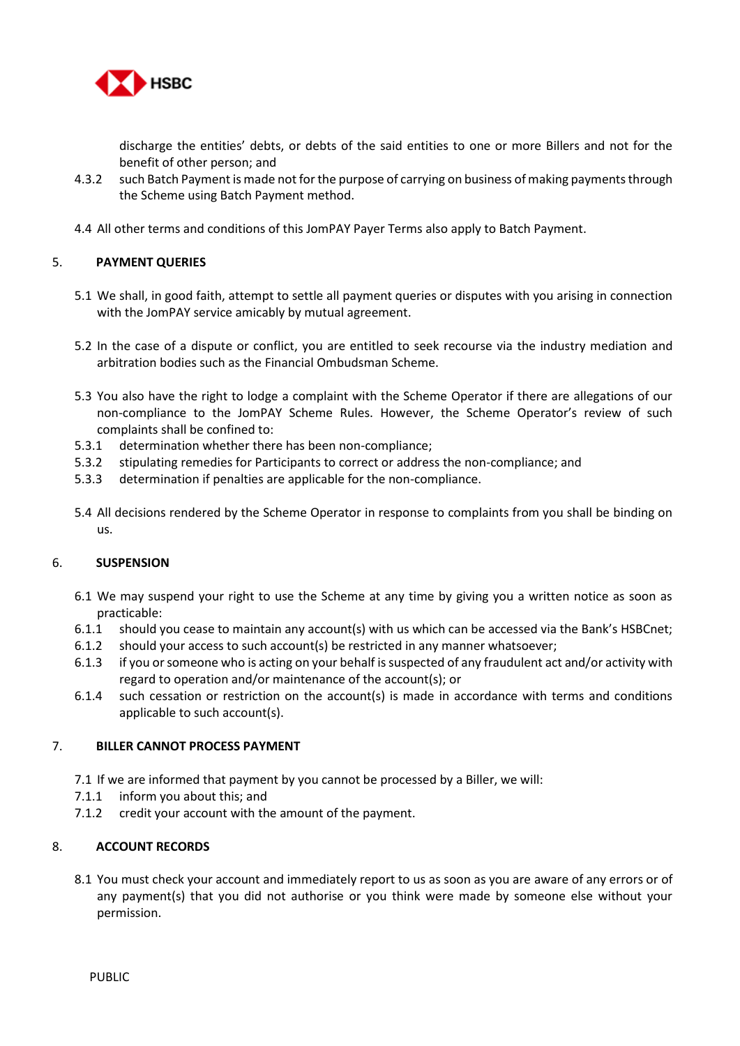discharge the entities' debts, or debts of the said entities to one or more Billers and not for the benefit of other person; and

4.3.2 such Batch Payment is made not for the purpose of carrying on business of making payments through the Scheme using Batch Payment method.

4.4 All other terms and conditions of this JomPAY Payer Terms also apply to Batch Payment.

## 5. PAYMENT QUERIES

5.1 We shall, in good faith, attempt to settle all payment queries or disputes with you arising in connection with the JomPAY service amicably by mutual agreement.

5.2 In the case of a dispute or conflict, you are entitled to seek recourse via the industry mediation and arbitration bodies such as the Financial Ombudsman Scheme.

5.3 You also have the right to lodge a complaint with the Scheme Operator if there are allegations of our non-compliance to the JomPAY Scheme Rules. However, the Scheme Operator's review of such complaints shall be confined to:

5.3.1 determination whether there has been non-compliance;

5.3.2 stipulating remedies for Participants to correct or address the non-compliance; and

5.3.3 determination if penalties are applicable for the non-compliance.

5.4 All decisions rendered by the Scheme Operator in response to complaints from you shall be binding on us.

## 6. SUSPENSION

6.1 We may suspend your right to use the Scheme at any time by giving you a written notice as soon as practicable:

6.1.1 should you cease to maintain any account(s) with us which can be accessed via the Bank's HSBCnet;

6.1.2 should your access to such account(s) be restricted in any manner whatsoever;

6.1.3 if you or someone who is acting on your behalf is suspected of any fraudulent act and/or activity with regard to operation and/or maintenance of the account(s); or

6.1.4 such cessation or restriction on the account(s) is made in accordance with terms and conditions applicable to such account(s).

## 7. BILLER CANNOT PROCESS PAYMENT

7.1 If we are informed that payment by you cannot be processed by a Biller, we will:

7.1.1 inform you about this; and

7.1.2 credit your account with the amount of the payment.

## 8. ACCOUNT RECORDS

8.1 You must check your account and immediately report to us as soon as you are aware of any errors or of any payment(s) that you did not authorise or you think were made by someone else without your permission.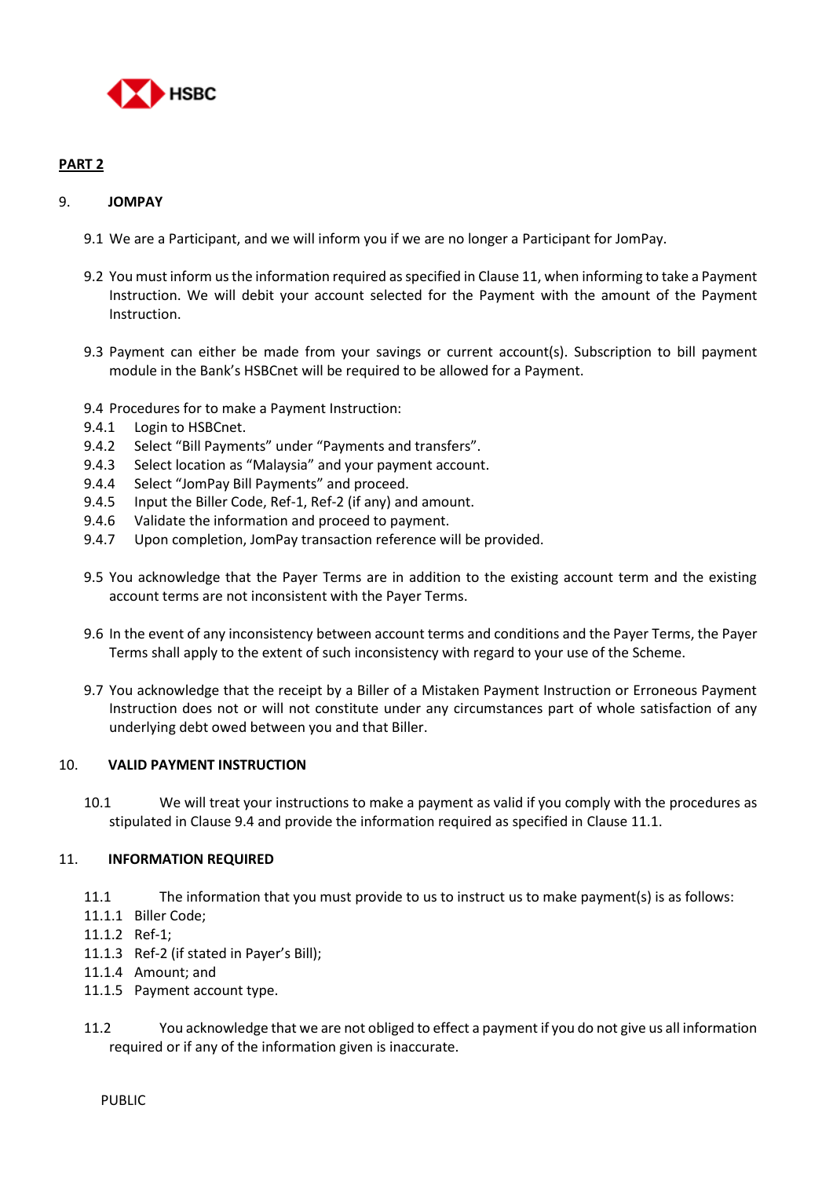**PART 2**

## 9. JOMPAY

9.1 We are a Participant, and we will inform you if we are no longer a Participant for JomPay.

9.2 You must inform us the information required as specified in Clause 11, when informing to take a Payment Instruction. We will debit your account selected for the Payment with the amount of the Payment Instruction.

9.3 Payment can either be made from your savings or current account(s). Subscription to bill payment module in the Bank's HSBCnet will be required to be allowed for a Payment.

9.4 Procedures for to make a Payment Instruction:

9.4.1 Login to HSBCnet.
9.4.2 Select "Bill Payments" under "Payments and transfers".
9.4.3 Select location as "Malaysia" and your payment account.
9.4.4 Select "JomPay Bill Payments" and proceed.
9.4.5 Input the Biller Code, Ref-1, Ref-2 (if any) and amount.
9.4.6 Validate the information and proceed to payment.
9.4.7 Upon completion, JomPay transaction reference will be provided.

9.5 You acknowledge that the Payer Terms are in addition to the existing account term and the existing account terms are not inconsistent with the Payer Terms.

9.6 In the event of any inconsistency between account terms and conditions and the Payer Terms, the Payer Terms shall apply to the extent of such inconsistency with regard to your use of the Scheme.

9.7 You acknowledge that the receipt by a Biller of a Mistaken Payment Instruction or Erroneous Payment Instruction does not or will not constitute under any circumstances part of whole satisfaction of any underlying debt owed between you and that Biller.

## 10. VALID PAYMENT INSTRUCTION

10.1 We will treat your instructions to make a payment as valid if you comply with the procedures as stipulated in Clause 9.4 and provide the information required as specified in Clause 11.1.

## 11. INFORMATION REQUIRED

11.1 The information that you must provide to us to instruct us to make payment(s) is as follows:

11.1.1 Biller Code;
11.1.2 Ref-1;
11.1.3 Ref-2 (if stated in Payer's Bill);
11.1.4 Amount; and
11.1.5 Payment account type.

11.2 You acknowledge that we are not obliged to effect a payment if you do not give us all information required or if any of the information given is inaccurate.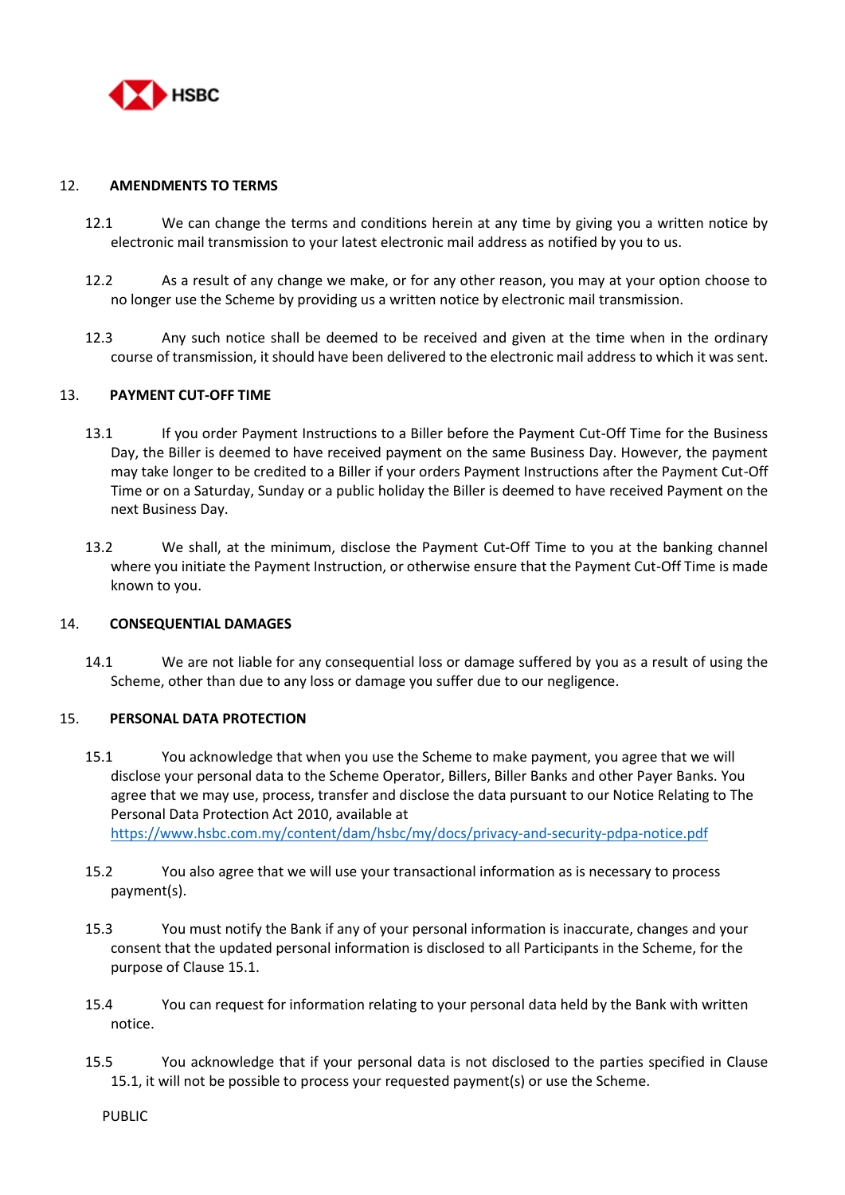## 12. AMENDMENTS TO TERMS

12.1 We can change the terms and conditions herein at any time by giving you a written notice by electronic mail transmission to your latest electronic mail address as notified by you to us.

12.2 As a result of any change we make, or for any other reason, you may at your option choose to no longer use the Scheme by providing us a written notice by electronic mail transmission.

12.3 Any such notice shall be deemed to be received and given at the time when in the ordinary course of transmission, it should have been delivered to the electronic mail address to which it was sent.

## 13. PAYMENT CUT-OFF TIME

13.1 If you order Payment Instructions to a Biller before the Payment Cut-Off Time for the Business Day, the Biller is deemed to have received payment on the same Business Day. However, the payment may take longer to be credited to a Biller if your orders Payment Instructions after the Payment Cut-Off Time or on a Saturday, Sunday or a public holiday the Biller is deemed to have received Payment on the next Business Day.

13.2 We shall, at the minimum, disclose the Payment Cut-Off Time to you at the banking channel where you initiate the Payment Instruction, or otherwise ensure that the Payment Cut-Off Time is made known to you.

## 14. CONSEQUENTIAL DAMAGES

14.1 We are not liable for any consequential loss or damage suffered by you as a result of using the Scheme, other than due to any loss or damage you suffer due to our negligence.

## 15. PERSONAL DATA PROTECTION

15.1 You acknowledge that when you use the Scheme to make payment, you agree that we will disclose your personal data to the Scheme Operator, Billers, Biller Banks and other Payer Banks. You agree that we may use, process, transfer and disclose the data pursuant to our Notice Relating to The Personal Data Protection Act 2010, available at https://www.hsbc.com.my/content/dam/hsbc/my/docs/privacy-and-security-pdpa-notice.pdf

15.2 You also agree that we will use your transactional information as is necessary to process payment(s).

15.3 You must notify the Bank if any of your personal information is inaccurate, changes and your consent that the updated personal information is disclosed to all Participants in the Scheme, for the purpose of Clause 15.1.

15.4 You can request for information relating to your personal data held by the Bank with written notice.

15.5 You acknowledge that if your personal data is not disclosed to the parties specified in Clause 15.1, it will not be possible to process your requested payment(s) or use the Scheme.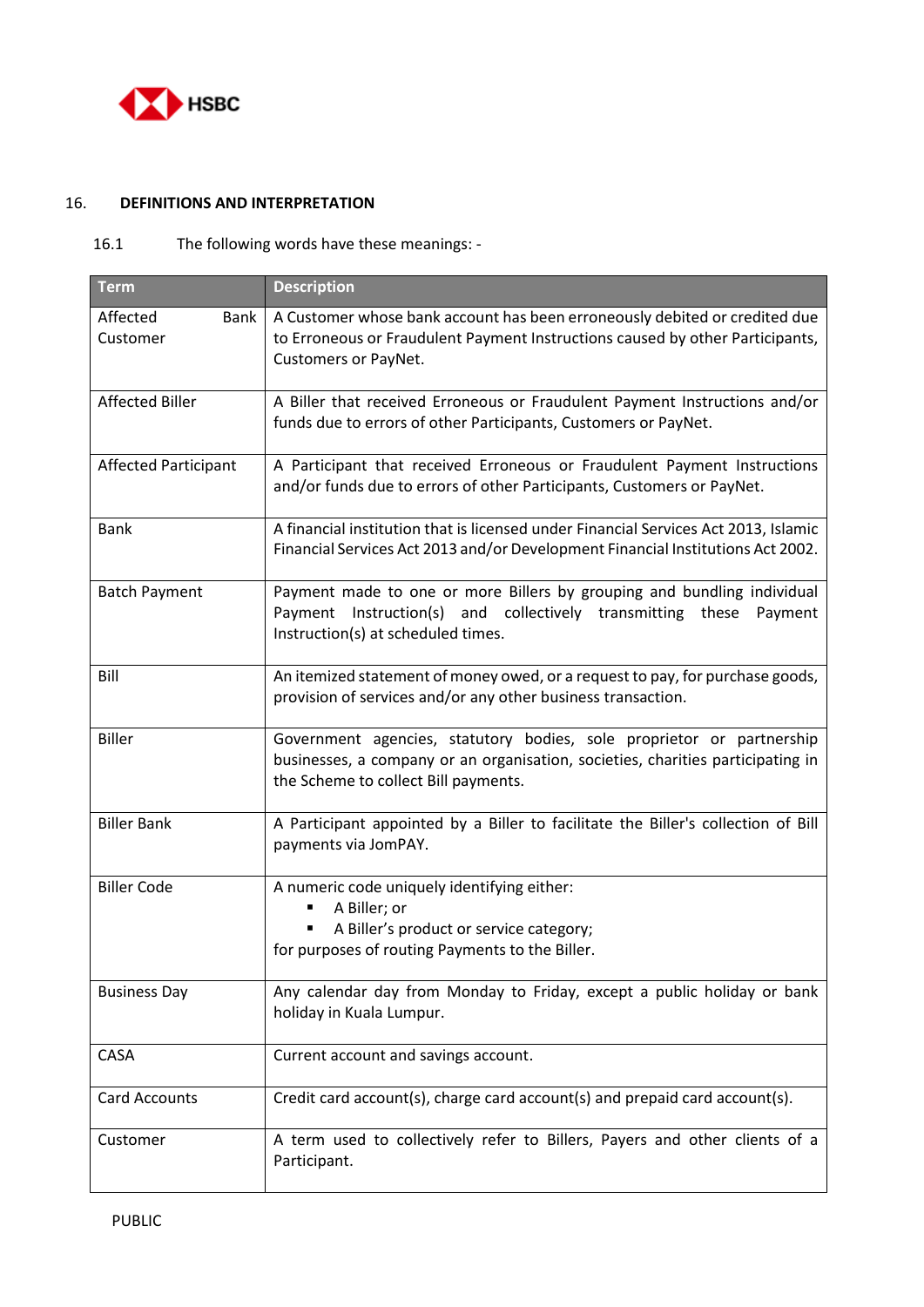## 16. DEFINITIONS AND INTERPRETATION

16.1 The following words have these meanings: -

| Term | Description |
|---|---|
| Affected Bank Customer | A Customer whose bank account has been erroneously debited or credited due to Erroneous or Fraudulent Payment Instructions caused by other Participants, Customers or PayNet. |
| Affected Biller | A Biller that received Erroneous or Fraudulent Payment Instructions and/or funds due to errors of other Participants, Customers or PayNet. |
| Affected Participant | A Participant that received Erroneous or Fraudulent Payment Instructions and/or funds due to errors of other Participants, Customers or PayNet. |
| Bank | A financial institution that is licensed under Financial Services Act 2013, Islamic Financial Services Act 2013 and/or Development Financial Institutions Act 2002. |
| Batch Payment | Payment made to one or more Billers by grouping and bundling individual Payment Instruction(s) and collectively transmitting these Payment Instruction(s) at scheduled times. |
| Bill | An itemized statement of money owed, or a request to pay, for purchase goods, provision of services and/or any other business transaction. |
| Biller | Government agencies, statutory bodies, sole proprietor or partnership businesses, a company or an organisation, societies, charities participating in the Scheme to collect Bill payments. |
| Biller Bank | A Participant appointed by a Biller to facilitate the Biller's collection of Bill payments via JomPAY. |
| Biller Code | A numeric code uniquely identifying either:<br>▪ A Biller; or<br>▪ A Biller's product or service category;<br>for purposes of routing Payments to the Biller. |
| Business Day | Any calendar day from Monday to Friday, except a public holiday or bank holiday in Kuala Lumpur. |
| CASA | Current account and savings account. |
| Card Accounts | Credit card account(s), charge card account(s) and prepaid card account(s). |
| Customer | A term used to collectively refer to Billers, Payers and other clients of a Participant. |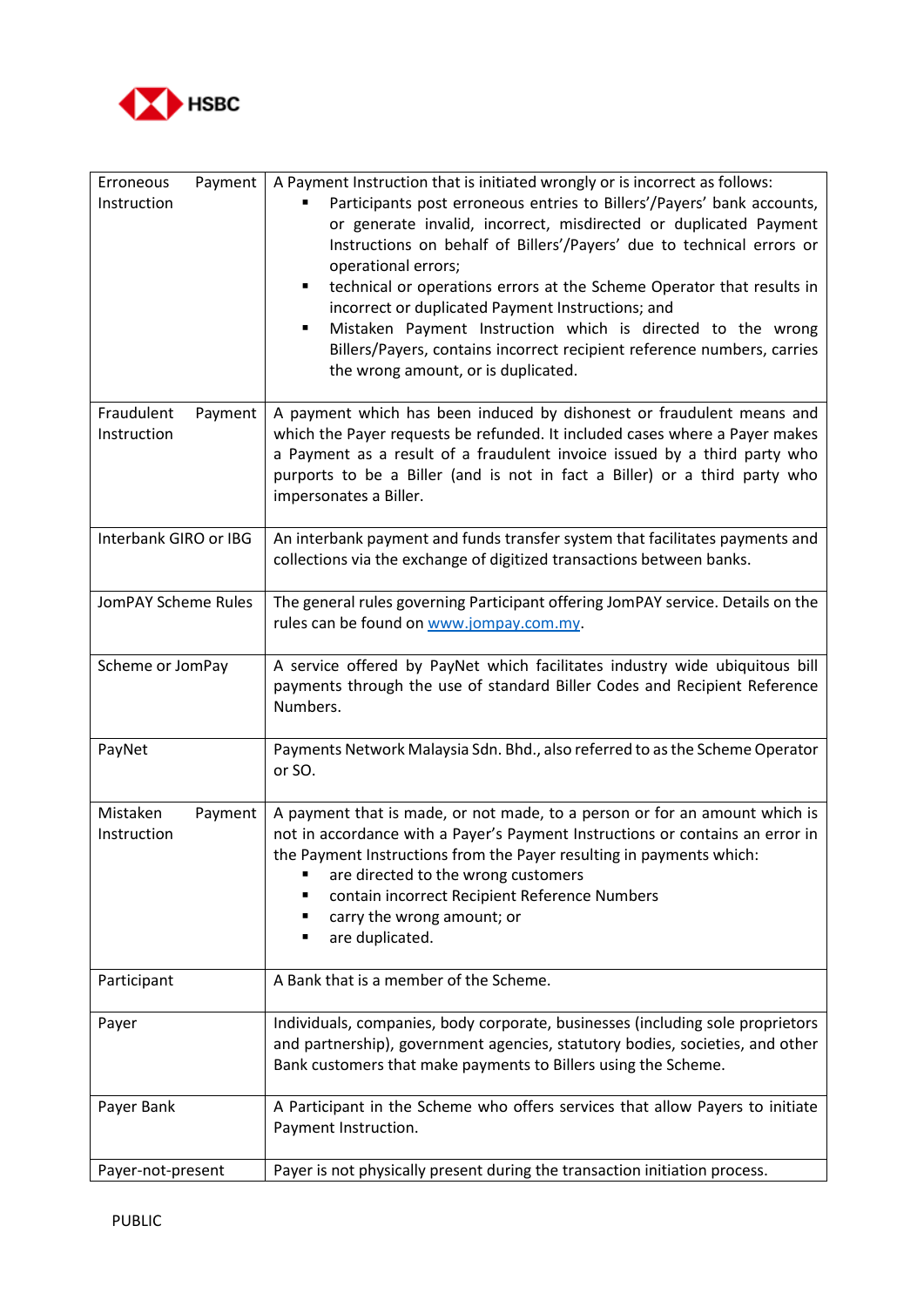| | |
|---|---|
| Erroneous Payment Instruction | A Payment Instruction that is initiated wrongly or is incorrect as follows:<br>▪ Participants post erroneous entries to Billers'/Payers' bank accounts, or generate invalid, incorrect, misdirected or duplicated Payment Instructions on behalf of Billers'/Payers' due to technical errors or operational errors;<br>▪ technical or operations errors at the Scheme Operator that results in incorrect or duplicated Payment Instructions; and<br>▪ Mistaken Payment Instruction which is directed to the wrong Billers/Payers, contains incorrect recipient reference numbers, carries the wrong amount, or is duplicated. |
| Fraudulent Payment Instruction | A payment which has been induced by dishonest or fraudulent means and which the Payer requests be refunded. It included cases where a Payer makes a Payment as a result of a fraudulent invoice issued by a third party who purports to be a Biller (and is not in fact a Biller) or a third party who impersonates a Biller. |
| Interbank GIRO or IBG | An interbank payment and funds transfer system that facilitates payments and collections via the exchange of digitized transactions between banks. |
| JomPAY Scheme Rules | The general rules governing Participant offering JomPAY service. Details on the rules can be found on [www.jompay.com.my](www.jompay.com.my). |
| Scheme or JomPay | A service offered by PayNet which facilitates industry wide ubiquitous bill payments through the use of standard Biller Codes and Recipient Reference Numbers. |
| PayNet | Payments Network Malaysia Sdn. Bhd., also referred to as the Scheme Operator or SO. |
| Mistaken Payment Instruction | A payment that is made, or not made, to a person or for an amount which is not in accordance with a Payer's Payment Instructions or contains an error in the Payment Instructions from the Payer resulting in payments which:<br>▪ are directed to the wrong customers<br>▪ contain incorrect Recipient Reference Numbers<br>▪ carry the wrong amount; or<br>▪ are duplicated. |
| Participant | A Bank that is a member of the Scheme. |
| Payer | Individuals, companies, body corporate, businesses (including sole proprietors and partnership), government agencies, statutory bodies, societies, and other Bank customers that make payments to Billers using the Scheme. |
| Payer Bank | A Participant in the Scheme who offers services that allow Payers to initiate Payment Instruction. |
| Payer-not-present | Payer is not physically present during the transaction initiation process. |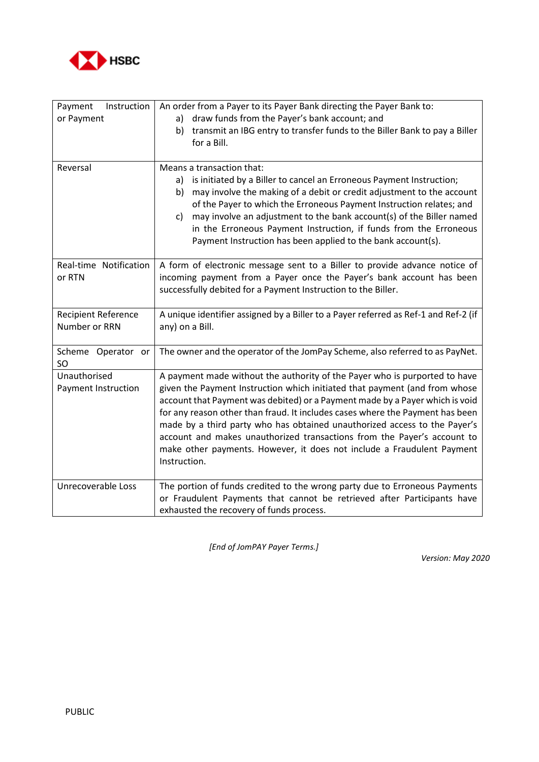| | |
|---|---|
| Payment Instruction or Payment | An order from a Payer to its Payer Bank directing the Payer Bank to:<br>a) draw funds from the Payer's bank account; and<br>b) transmit an IBG entry to transfer funds to the Biller Bank to pay a Biller for a Bill. |
| Reversal | Means a transaction that:<br>a) is initiated by a Biller to cancel an Erroneous Payment Instruction;<br>b) may involve the making of a debit or credit adjustment to the account of the Payer to which the Erroneous Payment Instruction relates; and<br>c) may involve an adjustment to the bank account(s) of the Biller named in the Erroneous Payment Instruction, if funds from the Erroneous Payment Instruction has been applied to the bank account(s). |
| Real-time Notification or RTN | A form of electronic message sent to a Biller to provide advance notice of incoming payment from a Payer once the Payer's bank account has been successfully debited for a Payment Instruction to the Biller. |
| Recipient Reference Number or RRN | A unique identifier assigned by a Biller to a Payer referred as Ref-1 and Ref-2 (if any) on a Bill. |
| Scheme Operator or SO | The owner and the operator of the JomPay Scheme, also referred to as PayNet. |
| Unauthorised Payment Instruction | A payment made without the authority of the Payer who is purported to have given the Payment Instruction which initiated that payment (and from whose account that Payment was debited) or a Payment made by a Payer which is void for any reason other than fraud. It includes cases where the Payment has been made by a third party who has obtained unauthorized access to the Payer's account and makes unauthorized transactions from the Payer's account to make other payments. However, it does not include a Fraudulent Payment Instruction. |
| Unrecoverable Loss | The portion of funds credited to the wrong party due to Erroneous Payments or Fraudulent Payments that cannot be retrieved after Participants have exhausted the recovery of funds process. |

*[End of JomPAY Payer Terms.]*

*Version: May 2020*

PUBLIC